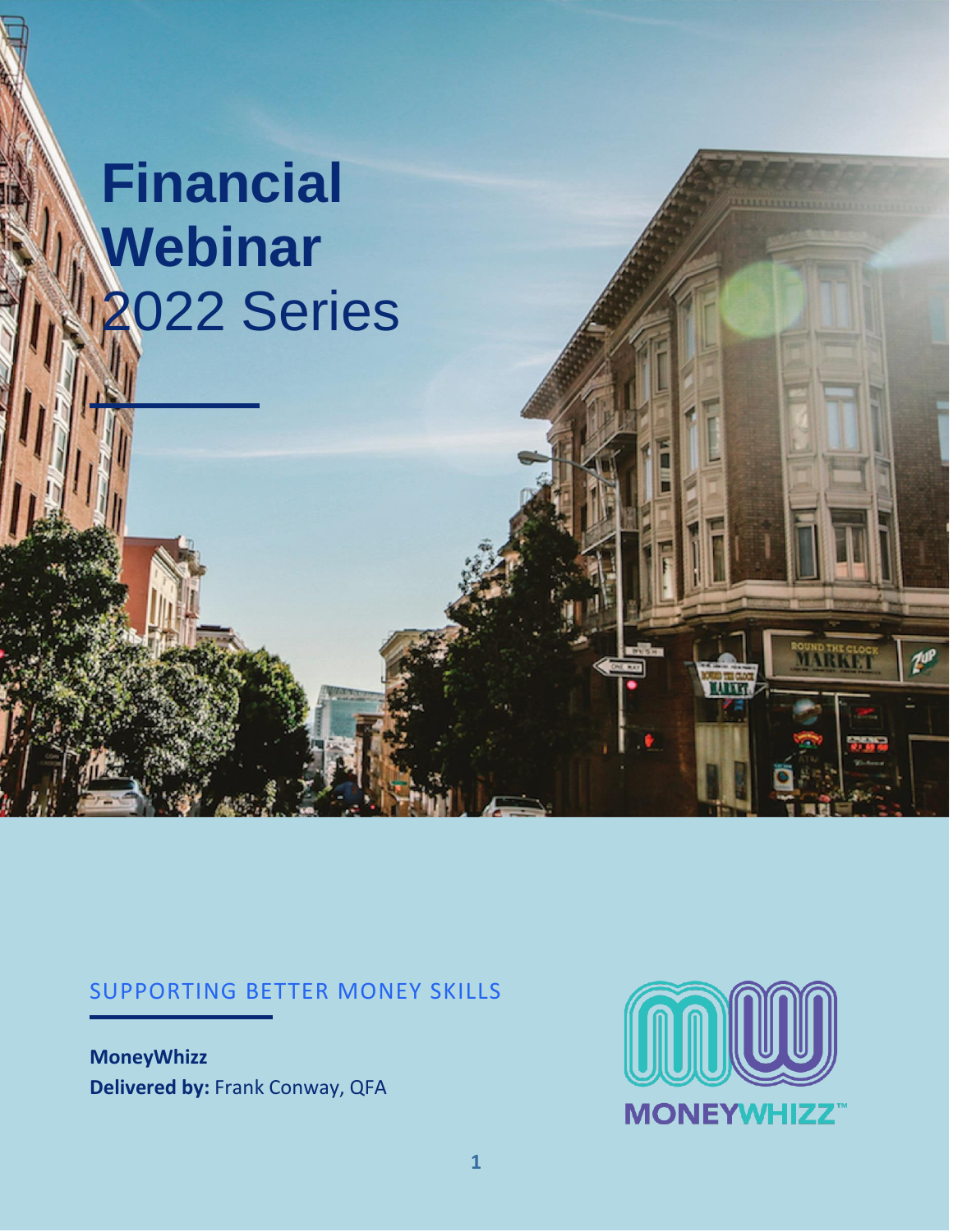# Financial Webinar 2022 Series

SUPPORTING BETTER MONEY SKILLS

**MoneyWhizz**
**Delivered by:** Frank Conway, QFA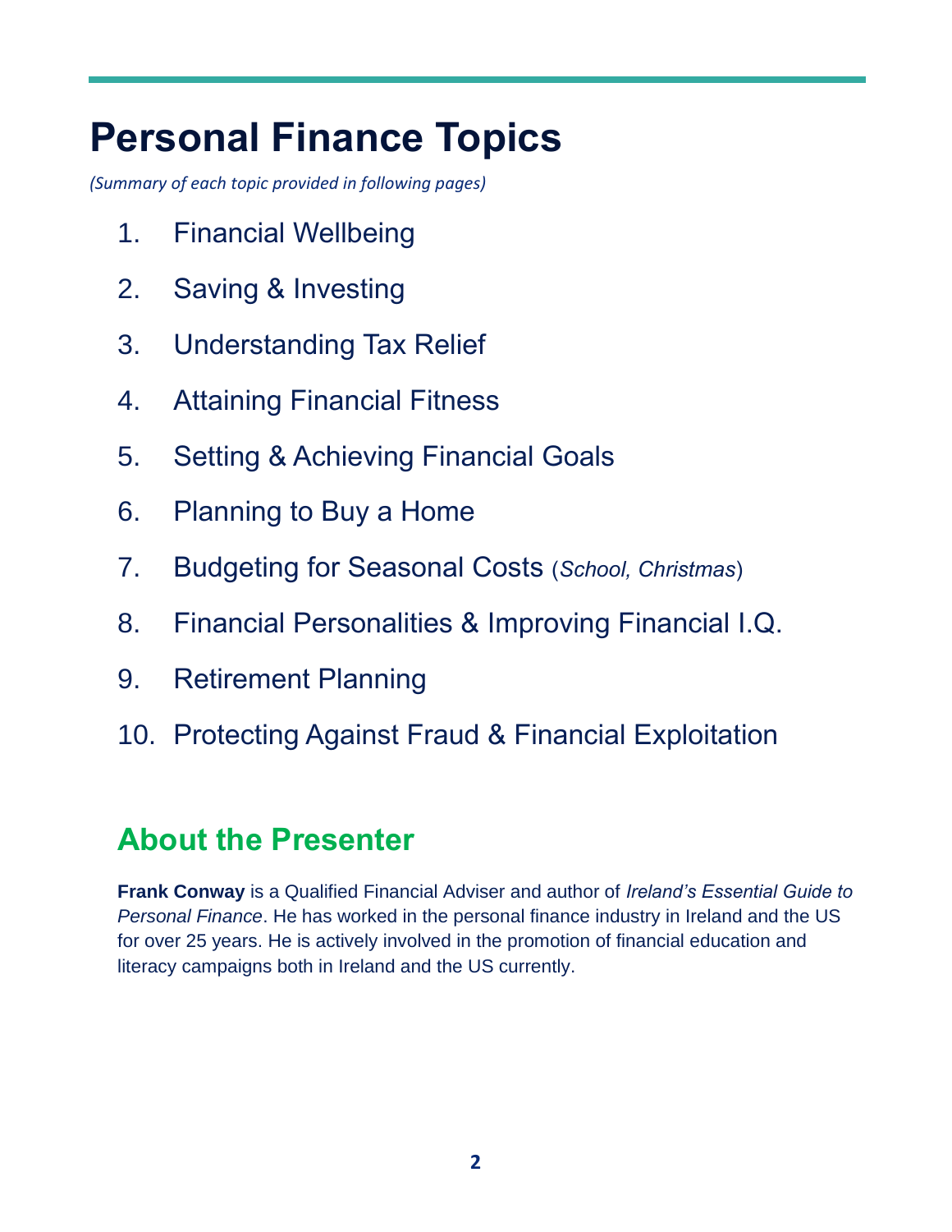# Personal Finance Topics

*(Summary of each topic provided in following pages)*

1. Financial Wellbeing
2. Saving & Investing
3. Understanding Tax Relief
4. Attaining Financial Fitness
5. Setting & Achieving Financial Goals
6. Planning to Buy a Home
7. Budgeting for Seasonal Costs (*School, Christmas*)
8. Financial Personalities & Improving Financial I.Q.
9. Retirement Planning
10. Protecting Against Fraud & Financial Exploitation

## About the Presenter

**Frank Conway** is a Qualified Financial Adviser and author of *Ireland's Essential Guide to Personal Finance*. He has worked in the personal finance industry in Ireland and the US for over 25 years. He is actively involved in the promotion of financial education and literacy campaigns both in Ireland and the US currently.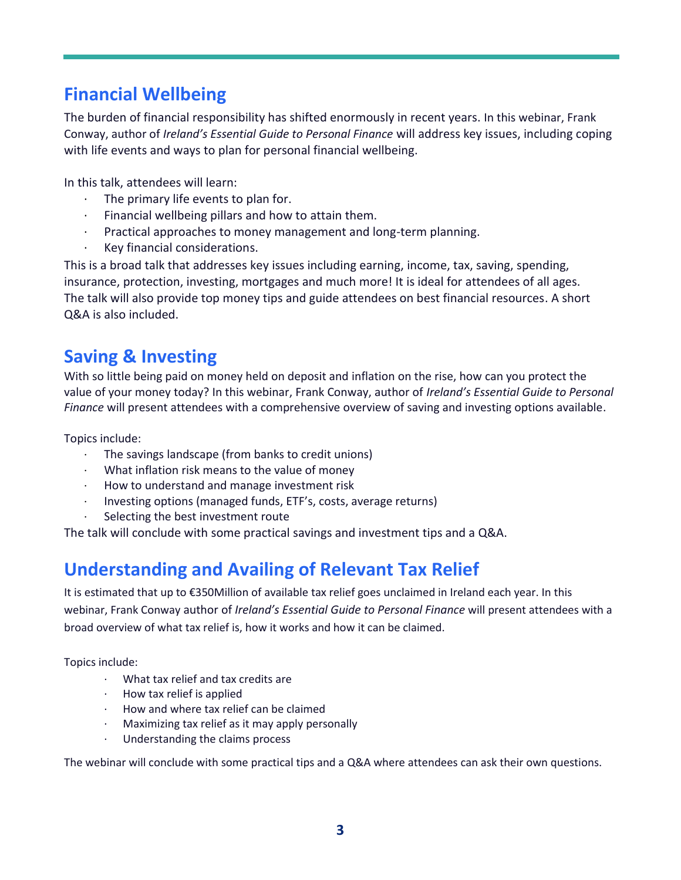## Financial Wellbeing

The burden of financial responsibility has shifted enormously in recent years. In this webinar, Frank Conway, author of *Ireland's Essential Guide to Personal Finance* will address key issues, including coping with life events and ways to plan for personal financial wellbeing.

In this talk, attendees will learn:

- The primary life events to plan for.
- Financial wellbeing pillars and how to attain them.
- Practical approaches to money management and long-term planning.
- Key financial considerations.

This is a broad talk that addresses key issues including earning, income, tax, saving, spending, insurance, protection, investing, mortgages and much more! It is ideal for attendees of all ages. The talk will also provide top money tips and guide attendees on best financial resources. A short Q&A is also included.

## Saving & Investing

With so little being paid on money held on deposit and inflation on the rise, how can you protect the value of your money today? In this webinar, Frank Conway, author of *Ireland's Essential Guide to Personal Finance* will present attendees with a comprehensive overview of saving and investing options available.

Topics include:

- The savings landscape (from banks to credit unions)
- What inflation risk means to the value of money
- How to understand and manage investment risk
- Investing options (managed funds, ETF's, costs, average returns)
- Selecting the best investment route

The talk will conclude with some practical savings and investment tips and a Q&A.

## Understanding and Availing of Relevant Tax Relief

It is estimated that up to €350Million of available tax relief goes unclaimed in Ireland each year. In this webinar, Frank Conway author of *Ireland's Essential Guide to Personal Finance* will present attendees with a broad overview of what tax relief is, how it works and how it can be claimed.

Topics include:

- What tax relief and tax credits are
- How tax relief is applied
- How and where tax relief can be claimed
- Maximizing tax relief as it may apply personally
- Understanding the claims process

The webinar will conclude with some practical tips and a Q&A where attendees can ask their own questions.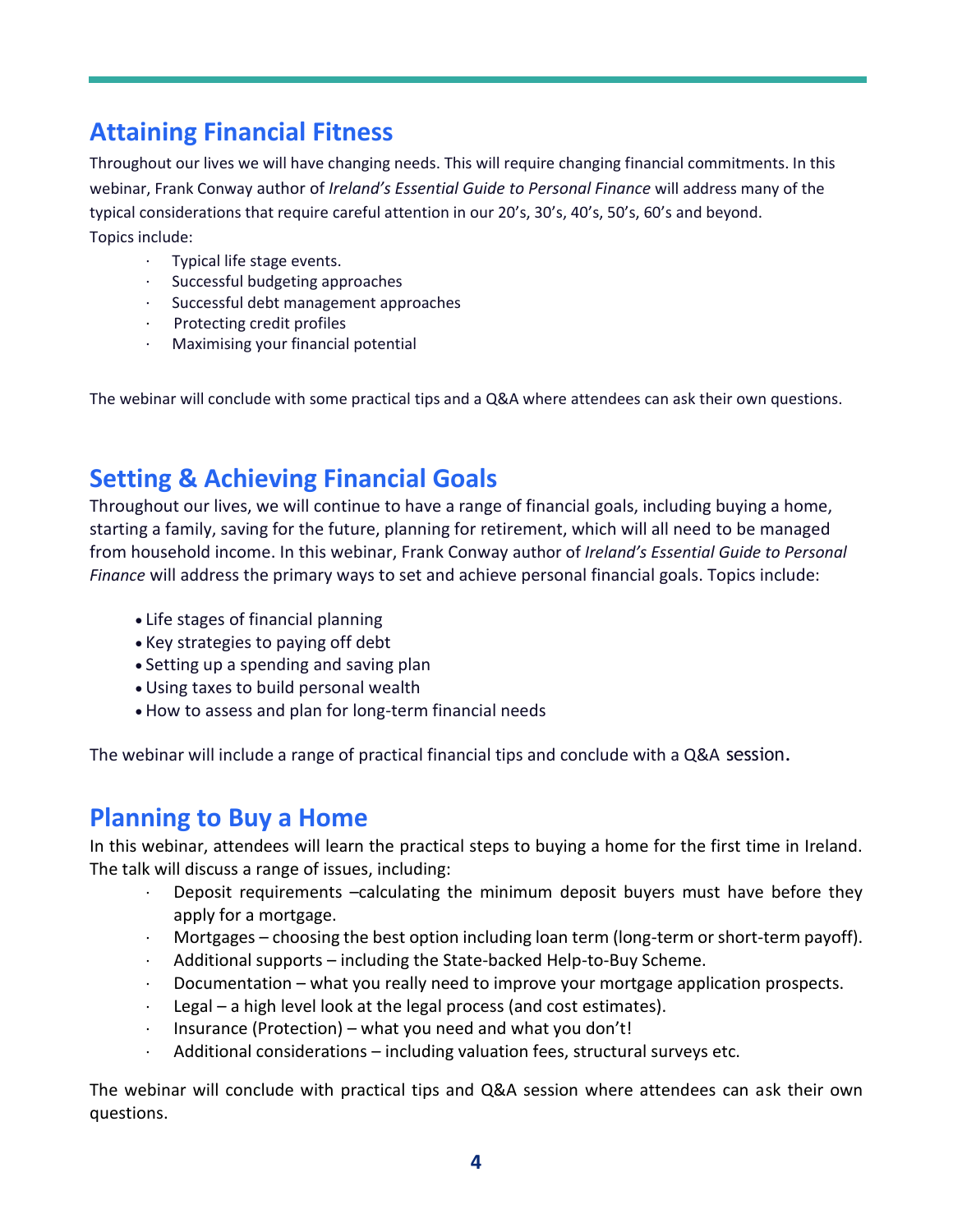## Attaining Financial Fitness

Throughout our lives we will have changing needs. This will require changing financial commitments. In this webinar, Frank Conway author of *Ireland's Essential Guide to Personal Finance* will address many of the typical considerations that require careful attention in our 20's, 30's, 40's, 50's, 60's and beyond.
Topics include:

- Typical life stage events.
- Successful budgeting approaches
- Successful debt management approaches
- Protecting credit profiles
- Maximising your financial potential

The webinar will conclude with some practical tips and a Q&A where attendees can ask their own questions.

## Setting & Achieving Financial Goals

Throughout our lives, we will continue to have a range of financial goals, including buying a home, starting a family, saving for the future, planning for retirement, which will all need to be managed from household income. In this webinar, Frank Conway author of *Ireland's Essential Guide to Personal Finance* will address the primary ways to set and achieve personal financial goals. Topics include:

- Life stages of financial planning
- Key strategies to paying off debt
- Setting up a spending and saving plan
- Using taxes to build personal wealth
- How to assess and plan for long-term financial needs

The webinar will include a range of practical financial tips and conclude with a Q&A session.

## Planning to Buy a Home

In this webinar, attendees will learn the practical steps to buying a home for the first time in Ireland. The talk will discuss a range of issues, including:

- Deposit requirements –calculating the minimum deposit buyers must have before they apply for a mortgage.
- Mortgages – choosing the best option including loan term (long-term or short-term payoff).
- Additional supports – including the State-backed Help-to-Buy Scheme.
- Documentation – what you really need to improve your mortgage application prospects.
- Legal – a high level look at the legal process (and cost estimates).
- Insurance (Protection) – what you need and what you don't!
- Additional considerations – including valuation fees, structural surveys etc.

The webinar will conclude with practical tips and Q&A session where attendees can ask their own questions.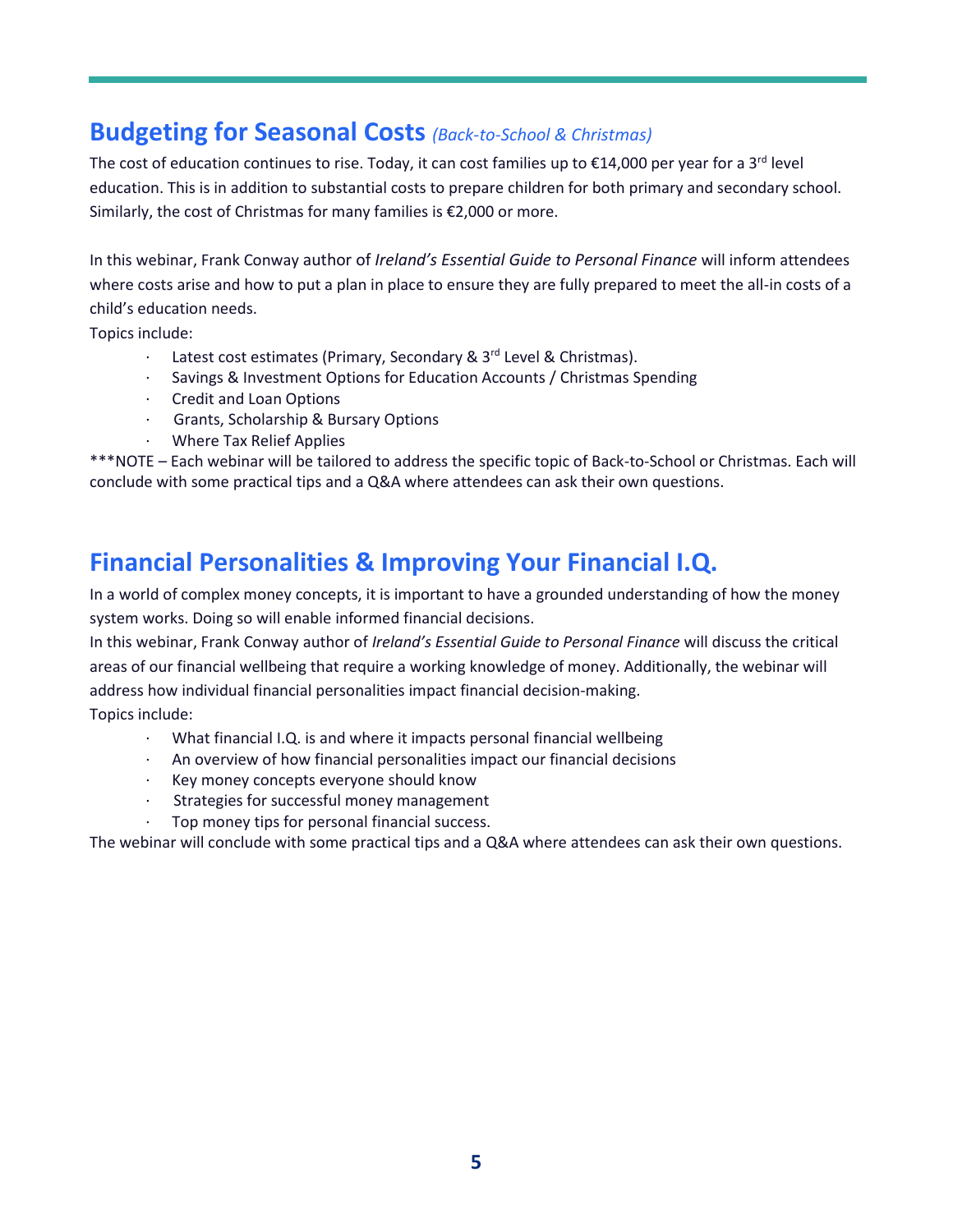## Budgeting for Seasonal Costs *(Back-to-School & Christmas)*

The cost of education continues to rise. Today, it can cost families up to €14,000 per year for a 3rd level education. This is in addition to substantial costs to prepare children for both primary and secondary school. Similarly, the cost of Christmas for many families is €2,000 or more.

In this webinar, Frank Conway author of *Ireland's Essential Guide to Personal Finance* will inform attendees where costs arise and how to put a plan in place to ensure they are fully prepared to meet the all-in costs of a child's education needs.

Topics include:

- Latest cost estimates (Primary, Secondary & 3rd Level & Christmas).
- Savings & Investment Options for Education Accounts / Christmas Spending
- Credit and Loan Options
- Grants, Scholarship & Bursary Options
- Where Tax Relief Applies

***NOTE – Each webinar will be tailored to address the specific topic of Back-to-School or Christmas. Each will conclude with some practical tips and a Q&A where attendees can ask their own questions.

## Financial Personalities & Improving Your Financial I.Q.

In a world of complex money concepts, it is important to have a grounded understanding of how the money system works. Doing so will enable informed financial decisions.

In this webinar, Frank Conway author of *Ireland's Essential Guide to Personal Finance* will discuss the critical areas of our financial wellbeing that require a working knowledge of money. Additionally, the webinar will address how individual financial personalities impact financial decision-making.

Topics include:

- What financial I.Q. is and where it impacts personal financial wellbeing
- An overview of how financial personalities impact our financial decisions
- Key money concepts everyone should know
- Strategies for successful money management
- Top money tips for personal financial success.

The webinar will conclude with some practical tips and a Q&A where attendees can ask their own questions.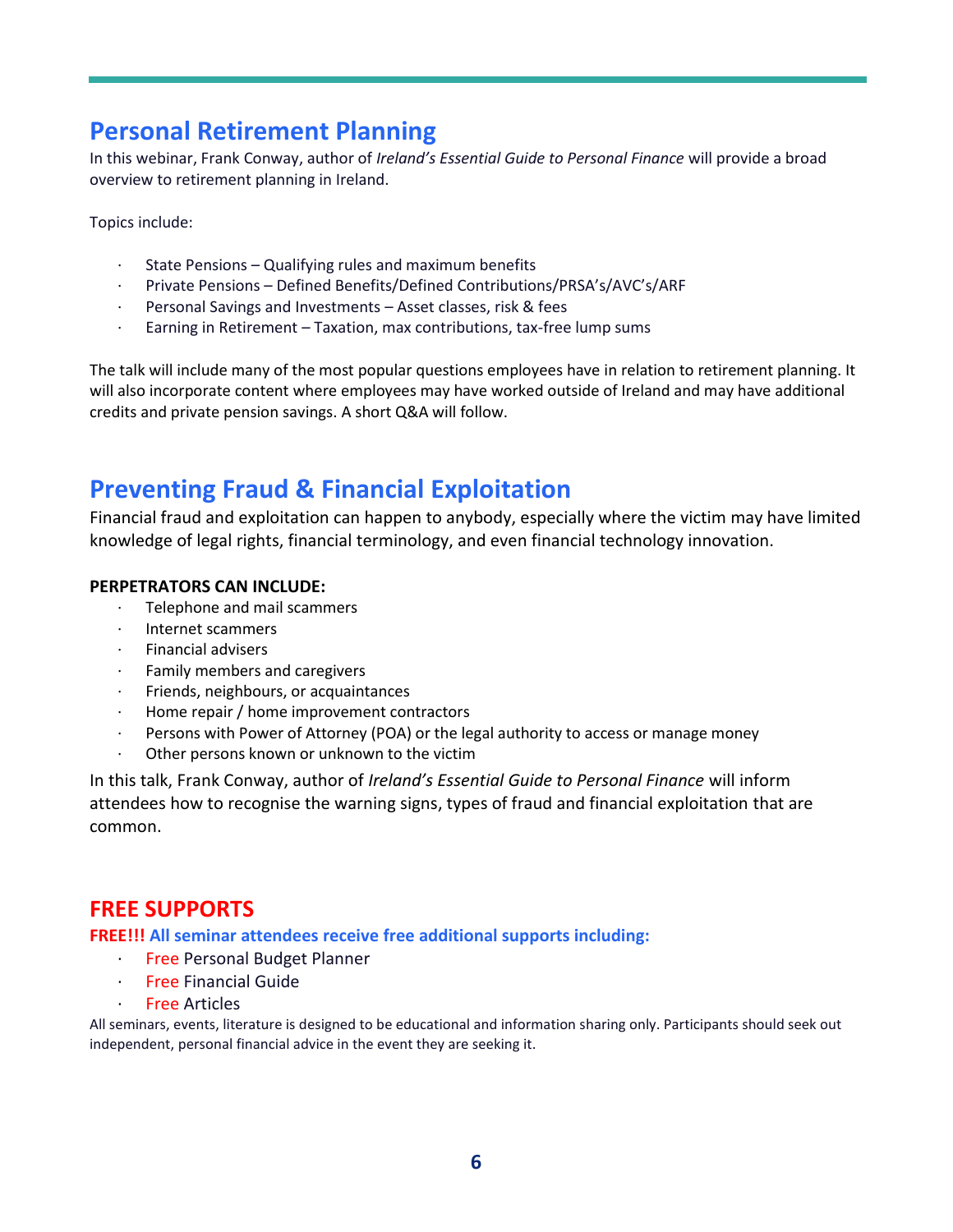## Personal Retirement Planning

In this webinar, Frank Conway, author of *Ireland's Essential Guide to Personal Finance* will provide a broad overview to retirement planning in Ireland.

Topics include:

- State Pensions – Qualifying rules and maximum benefits
- Private Pensions – Defined Benefits/Defined Contributions/PRSA's/AVC's/ARF
- Personal Savings and Investments – Asset classes, risk & fees
- Earning in Retirement – Taxation, max contributions, tax-free lump sums

The talk will include many of the most popular questions employees have in relation to retirement planning. It will also incorporate content where employees may have worked outside of Ireland and may have additional credits and private pension savings. A short Q&A will follow.

## Preventing Fraud & Financial Exploitation

Financial fraud and exploitation can happen to anybody, especially where the victim may have limited knowledge of legal rights, financial terminology, and even financial technology innovation.

**PERPETRATORS CAN INCLUDE:**

- Telephone and mail scammers
- Internet scammers
- Financial advisers
- Family members and caregivers
- Friends, neighbours, or acquaintances
- Home repair / home improvement contractors
- Persons with Power of Attorney (POA) or the legal authority to access or manage money
- Other persons known or unknown to the victim

In this talk, Frank Conway, author of *Ireland's Essential Guide to Personal Finance* will inform attendees how to recognise the warning signs, types of fraud and financial exploitation that are common.

## FREE SUPPORTS

**FREE!!! All seminar attendees receive free additional supports including:**

- Free Personal Budget Planner
- Free Financial Guide
- Free Articles

All seminars, events, literature is designed to be educational and information sharing only. Participants should seek out independent, personal financial advice in the event they are seeking it.